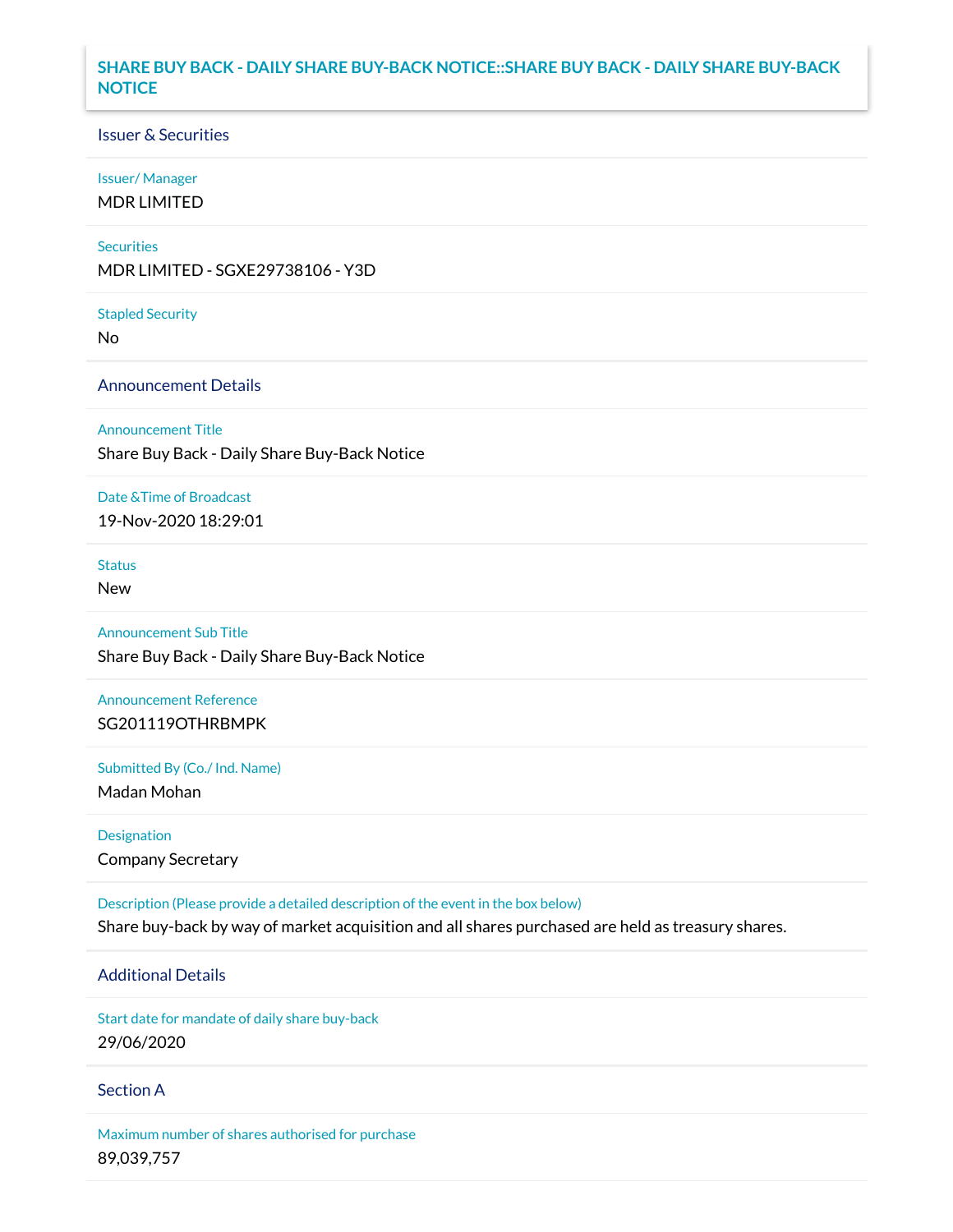# SHARE BUY BACK - DAILY SHARE BUY-BACK NOTICE::SHARE BUY BACK - DAILY SHARE BUY-BACK NOTICE

## Issuer & Securities

**Issuer/ Manager**
MDR LIMITED

**Securities**
MDR LIMITED - SGXE29738106 - Y3D

**Stapled Security**
No

## Announcement Details

**Announcement Title**
Share Buy Back - Daily Share Buy-Back Notice

**Date &Time of Broadcast**
19-Nov-2020 18:29:01

**Status**
New

**Announcement Sub Title**
Share Buy Back - Daily Share Buy-Back Notice

**Announcement Reference**
SG201119OTHRBMPK

**Submitted By (Co./ Ind. Name)**
Madan Mohan

**Designation**
Company Secretary

**Description (Please provide a detailed description of the event in the box below)**
Share buy-back by way of market acquisition and all shares purchased are held as treasury shares.

## Additional Details

**Start date for mandate of daily share buy-back**
29/06/2020

## Section A

**Maximum number of shares authorised for purchase**
89,039,757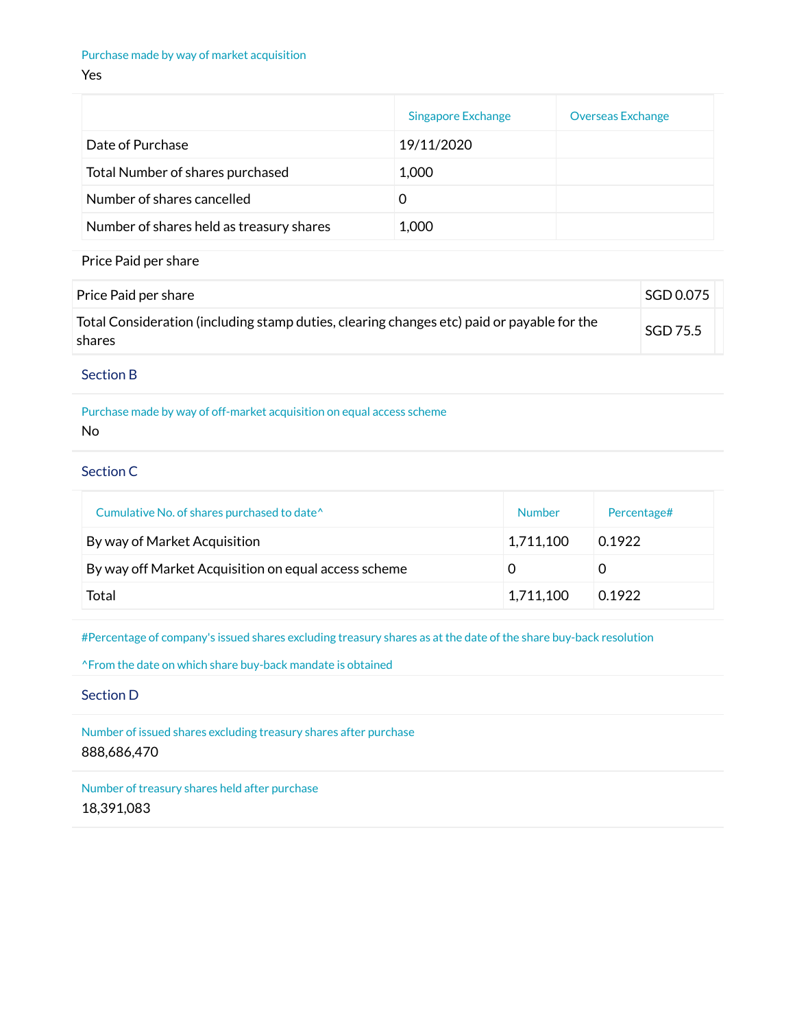Purchase made by way of market acquisition

Yes

| | Singapore Exchange | Overseas Exchange |
|---|---|---|
| Date of Purchase | 19/11/2020 | |
| Total Number of shares purchased | 1,000 | |
| Number of shares cancelled | 0 | |
| Number of shares held as treasury shares | 1,000 | |

Price Paid per share

| | |
|---|---|
| Price Paid per share | SGD 0.075 |
| Total Consideration (including stamp duties, clearing changes etc) paid or payable for the shares | SGD 75.5 |

## Section B

Purchase made by way of off-market acquisition on equal access scheme

No

## Section C

| Cumulative No. of shares purchased to date^ | Number | Percentage# |
|---|---|---|
| By way of Market Acquisition | 1,711,100 | 0.1922 |
| By way off Market Acquisition on equal access scheme | 0 | 0 |
| Total | 1,711,100 | 0.1922 |

#Percentage of company's issued shares excluding treasury shares as at the date of the share buy-back resolution

^From the date on which share buy-back mandate is obtained

## Section D

Number of issued shares excluding treasury shares after purchase

888,686,470

Number of treasury shares held after purchase

18,391,083